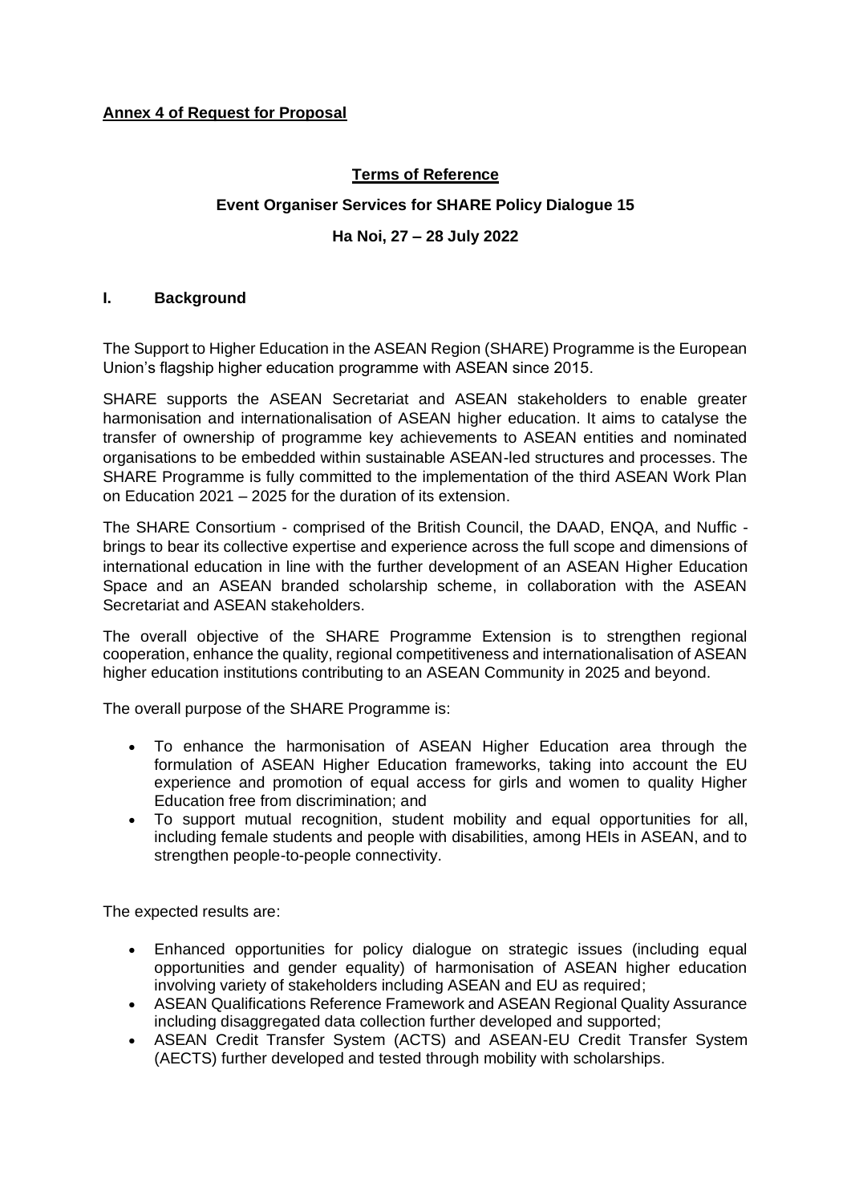**Annex 4 of Request for Proposal**

# Terms of Reference

## Event Organiser Services for SHARE Policy Dialogue 15

### Ha Noi, 27 – 28 July 2022

## I. Background

The Support to Higher Education in the ASEAN Region (SHARE) Programme is the European Union's flagship higher education programme with ASEAN since 2015.

SHARE supports the ASEAN Secretariat and ASEAN stakeholders to enable greater harmonisation and internationalisation of ASEAN higher education. It aims to catalyse the transfer of ownership of programme key achievements to ASEAN entities and nominated organisations to be embedded within sustainable ASEAN-led structures and processes. The SHARE Programme is fully committed to the implementation of the third ASEAN Work Plan on Education 2021 – 2025 for the duration of its extension.

The SHARE Consortium - comprised of the British Council, the DAAD, ENQA, and Nuffic - brings to bear its collective expertise and experience across the full scope and dimensions of international education in line with the further development of an ASEAN Higher Education Space and an ASEAN branded scholarship scheme, in collaboration with the ASEAN Secretariat and ASEAN stakeholders.

The overall objective of the SHARE Programme Extension is to strengthen regional cooperation, enhance the quality, regional competitiveness and internationalisation of ASEAN higher education institutions contributing to an ASEAN Community in 2025 and beyond.

The overall purpose of the SHARE Programme is:

- To enhance the harmonisation of ASEAN Higher Education area through the formulation of ASEAN Higher Education frameworks, taking into account the EU experience and promotion of equal access for girls and women to quality Higher Education free from discrimination; and
- To support mutual recognition, student mobility and equal opportunities for all, including female students and people with disabilities, among HEIs in ASEAN, and to strengthen people-to-people connectivity.

The expected results are:

- Enhanced opportunities for policy dialogue on strategic issues (including equal opportunities and gender equality) of harmonisation of ASEAN higher education involving variety of stakeholders including ASEAN and EU as required;
- ASEAN Qualifications Reference Framework and ASEAN Regional Quality Assurance including disaggregated data collection further developed and supported;
- ASEAN Credit Transfer System (ACTS) and ASEAN-EU Credit Transfer System (AECTS) further developed and tested through mobility with scholarships.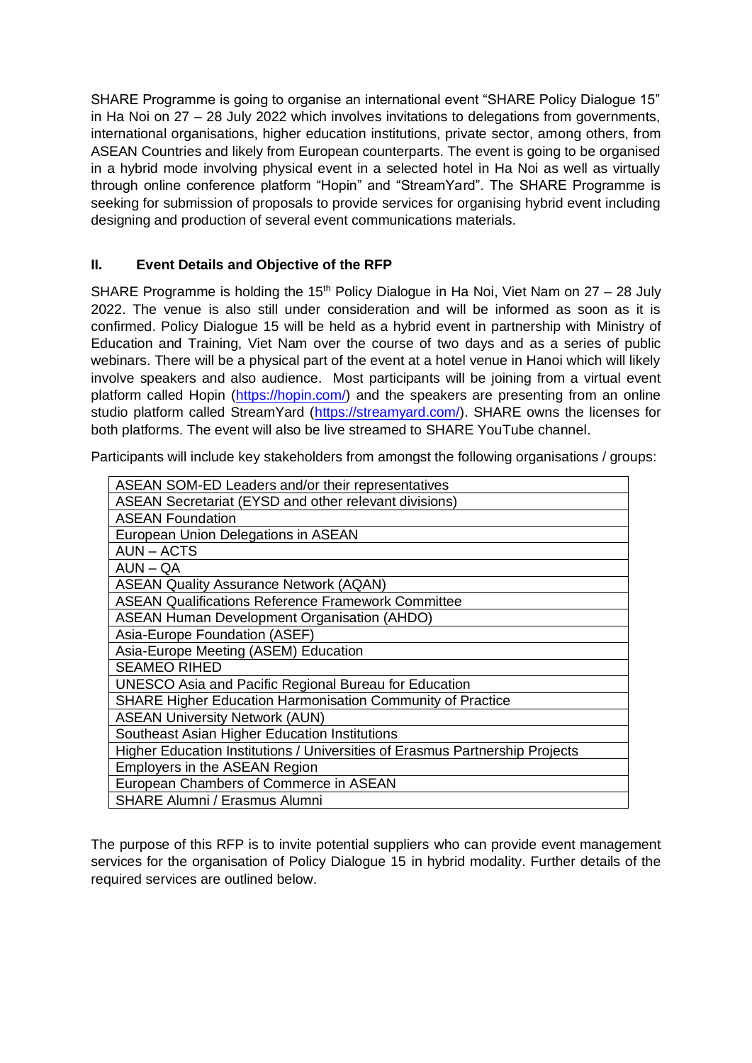SHARE Programme is going to organise an international event "SHARE Policy Dialogue 15" in Ha Noi on 27 – 28 July 2022 which involves invitations to delegations from governments, international organisations, higher education institutions, private sector, among others, from ASEAN Countries and likely from European counterparts. The event is going to be organised in a hybrid mode involving physical event in a selected hotel in Ha Noi as well as virtually through online conference platform "Hopin" and "StreamYard". The SHARE Programme is seeking for submission of proposals to provide services for organising hybrid event including designing and production of several event communications materials.

## II. Event Details and Objective of the RFP

SHARE Programme is holding the 15th Policy Dialogue in Ha Noi, Viet Nam on 27 – 28 July 2022. The venue is also still under consideration and will be informed as soon as it is confirmed. Policy Dialogue 15 will be held as a hybrid event in partnership with Ministry of Education and Training, Viet Nam over the course of two days and as a series of public webinars. There will be a physical part of the event at a hotel venue in Hanoi which will likely involve speakers and also audience. Most participants will be joining from a virtual event platform called Hopin (https://hopin.com/) and the speakers are presenting from an online studio platform called StreamYard (https://streamyard.com/). SHARE owns the licenses for both platforms. The event will also be live streamed to SHARE YouTube channel.

Participants will include key stakeholders from amongst the following organisations / groups:

| |
|---|
| ASEAN SOM-ED Leaders and/or their representatives |
| ASEAN Secretariat (EYSD and other relevant divisions) |
| ASEAN Foundation |
| European Union Delegations in ASEAN |
| AUN – ACTS |
| AUN – QA |
| ASEAN Quality Assurance Network (AQAN) |
| ASEAN Qualifications Reference Framework Committee |
| ASEAN Human Development Organisation (AHDO) |
| Asia-Europe Foundation (ASEF) |
| Asia-Europe Meeting (ASEM) Education |
| SEAMEO RIHED |
| UNESCO Asia and Pacific Regional Bureau for Education |
| SHARE Higher Education Harmonisation Community of Practice |
| ASEAN University Network (AUN) |
| Southeast Asian Higher Education Institutions |
| Higher Education Institutions / Universities of Erasmus Partnership Projects |
| Employers in the ASEAN Region |
| European Chambers of Commerce in ASEAN |
| SHARE Alumni / Erasmus Alumni |

The purpose of this RFP is to invite potential suppliers who can provide event management services for the organisation of Policy Dialogue 15 in hybrid modality. Further details of the required services are outlined below.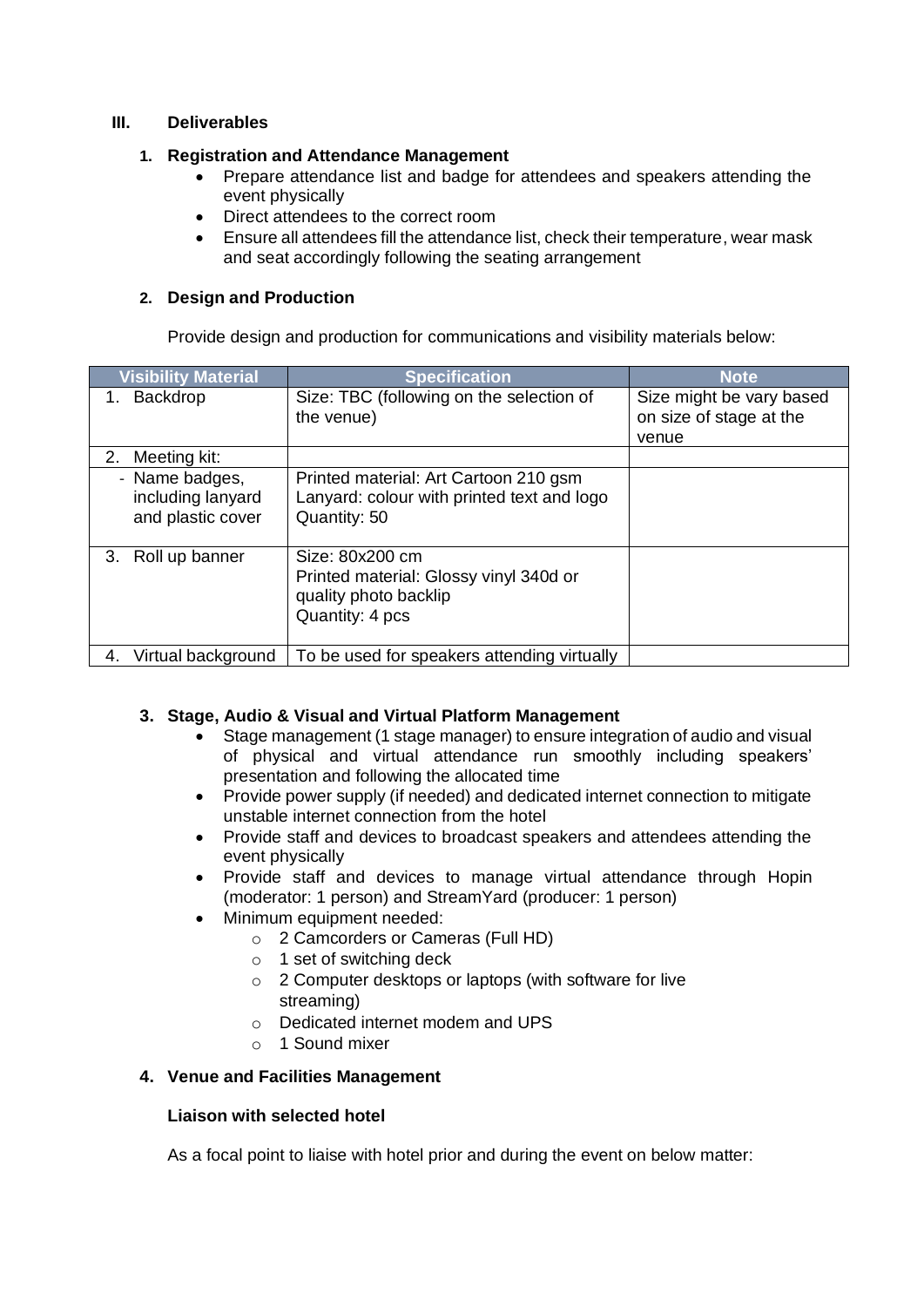## III. Deliverables

### 1. Registration and Attendance Management

- Prepare attendance list and badge for attendees and speakers attending the event physically
- Direct attendees to the correct room
- Ensure all attendees fill the attendance list, check their temperature, wear mask and seat accordingly following the seating arrangement

### 2. Design and Production

Provide design and production for communications and visibility materials below:

| Visibility Material | Specification | Note |
|---|---|---|
| 1. Backdrop | Size: TBC (following on the selection of the venue) | Size might be vary based on size of stage at the venue |
| 2. Meeting kit: | | |
| - Name badges, including lanyard and plastic cover | Printed material: Art Cartoon 210 gsm<br>Lanyard: colour with printed text and logo<br>Quantity: 50 | |
| 3. Roll up banner | Size: 80x200 cm<br>Printed material: Glossy vinyl 340d or quality photo backlip<br>Quantity: 4 pcs | |
| 4. Virtual background | To be used for speakers attending virtually | |

### 3. Stage, Audio & Visual and Virtual Platform Management

- Stage management (1 stage manager) to ensure integration of audio and visual of physical and virtual attendance run smoothly including speakers' presentation and following the allocated time
- Provide power supply (if needed) and dedicated internet connection to mitigate unstable internet connection from the hotel
- Provide staff and devices to broadcast speakers and attendees attending the event physically
- Provide staff and devices to manage virtual attendance through Hopin (moderator: 1 person) and StreamYard (producer: 1 person)
- Minimum equipment needed:
  - 2 Camcorders or Cameras (Full HD)
  - 1 set of switching deck
  - 2 Computer desktops or laptops (with software for live streaming)
  - Dedicated internet modem and UPS
  - 1 Sound mixer

### 4. Venue and Facilities Management

**Liaison with selected hotel**

As a focal point to liaise with hotel prior and during the event on below matter: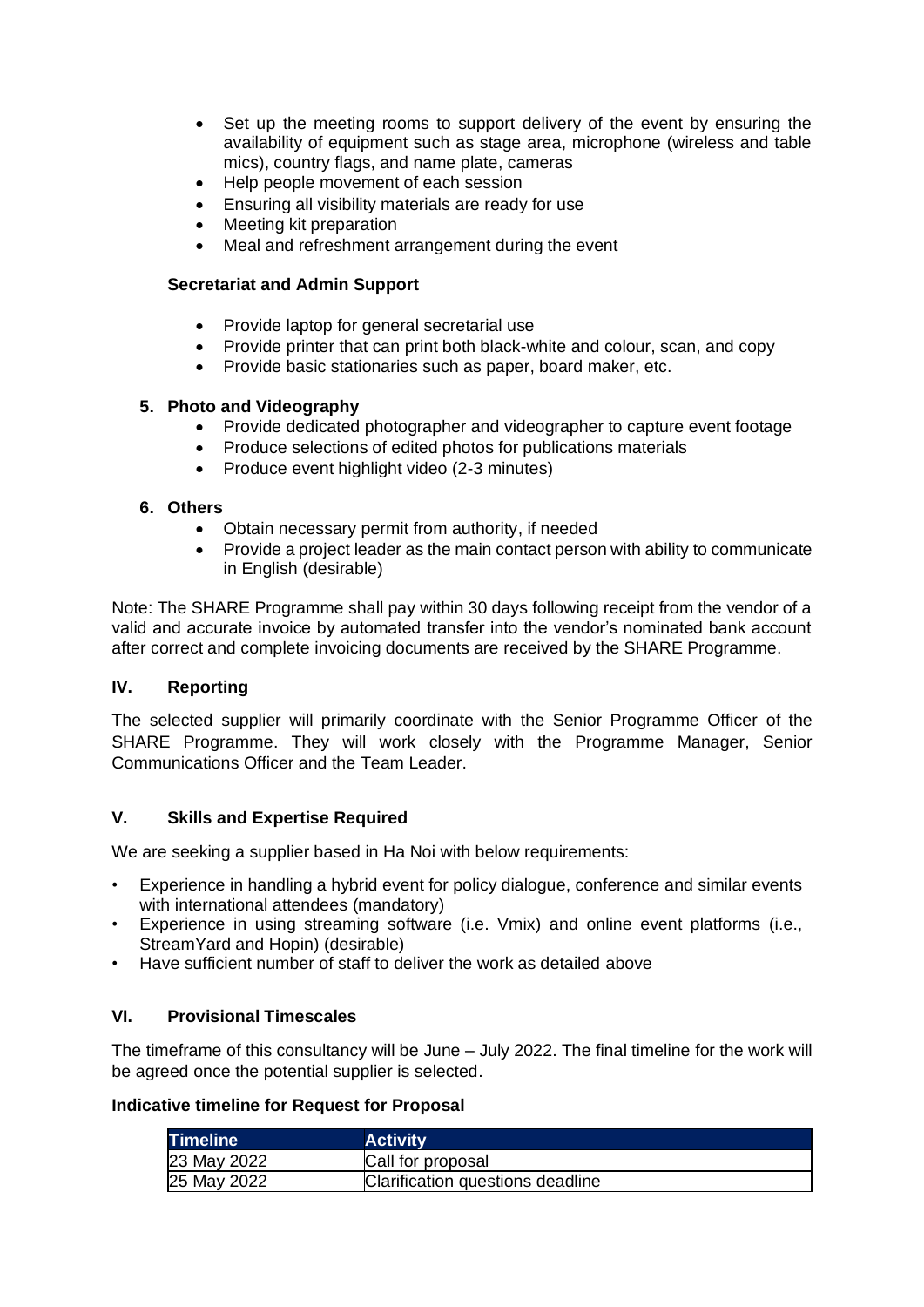- Set up the meeting rooms to support delivery of the event by ensuring the availability of equipment such as stage area, microphone (wireless and table mics), country flags, and name plate, cameras
- Help people movement of each session
- Ensuring all visibility materials are ready for use
- Meeting kit preparation
- Meal and refreshment arrangement during the event

**Secretariat and Admin Support**

- Provide laptop for general secretarial use
- Provide printer that can print both black-white and colour, scan, and copy
- Provide basic stationaries such as paper, board maker, etc.

**5. Photo and Videography**

- Provide dedicated photographer and videographer to capture event footage
- Produce selections of edited photos for publications materials
- Produce event highlight video (2-3 minutes)

**6. Others**

- Obtain necessary permit from authority, if needed
- Provide a project leader as the main contact person with ability to communicate in English (desirable)

Note: The SHARE Programme shall pay within 30 days following receipt from the vendor of a valid and accurate invoice by automated transfer into the vendor's nominated bank account after correct and complete invoicing documents are received by the SHARE Programme.

## IV. Reporting

The selected supplier will primarily coordinate with the Senior Programme Officer of the SHARE Programme. They will work closely with the Programme Manager, Senior Communications Officer and the Team Leader.

## V. Skills and Expertise Required

We are seeking a supplier based in Ha Noi with below requirements:

- Experience in handling a hybrid event for policy dialogue, conference and similar events with international attendees (mandatory)
- Experience in using streaming software (i.e. Vmix) and online event platforms (i.e., StreamYard and Hopin) (desirable)
- Have sufficient number of staff to deliver the work as detailed above

## VI. Provisional Timescales

The timeframe of this consultancy will be June – July 2022. The final timeline for the work will be agreed once the potential supplier is selected.

**Indicative timeline for Request for Proposal**

| Timeline | Activity |
|---|---|
| 23 May 2022 | Call for proposal |
| 25 May 2022 | Clarification questions deadline |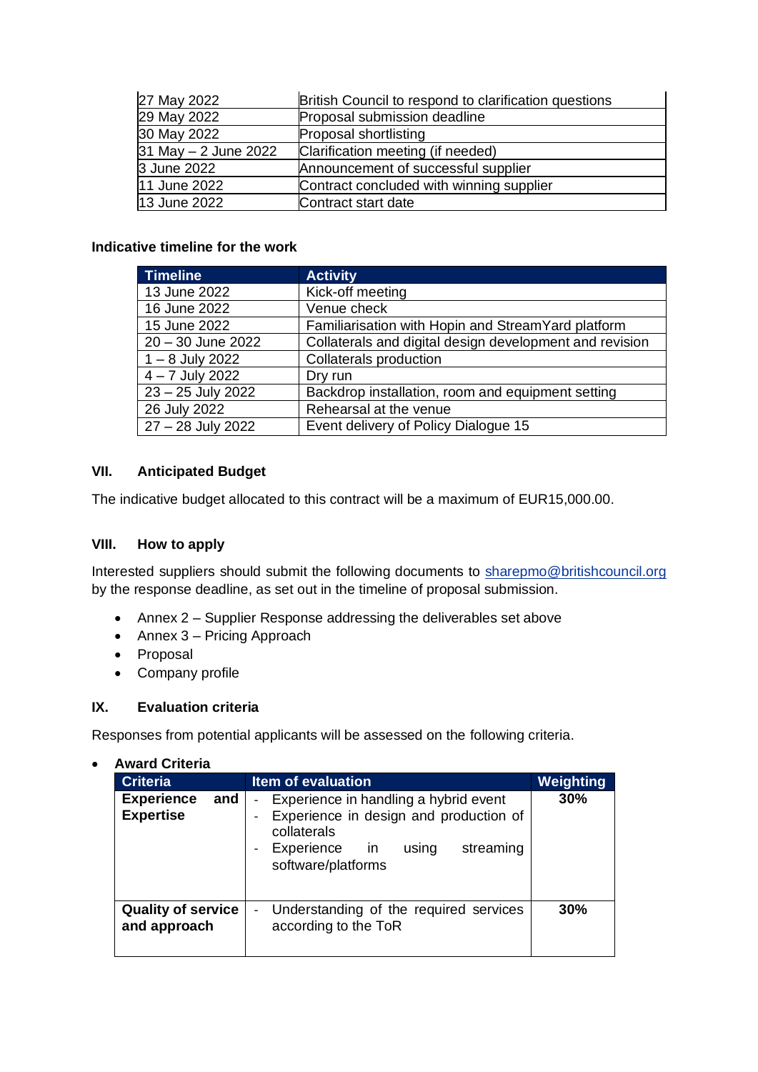| | |
|---|---|
| 27 May 2022 | British Council to respond to clarification questions |
| 29 May 2022 | Proposal submission deadline |
| 30 May 2022 | Proposal shortlisting |
| 31 May – 2 June 2022 | Clarification meeting (if needed) |
| 3 June 2022 | Announcement of successful supplier |
| 11 June 2022 | Contract concluded with winning supplier |
| 13 June 2022 | Contract start date |

**Indicative timeline for the work**

| Timeline | Activity |
|---|---|
| 13 June 2022 | Kick-off meeting |
| 16 June 2022 | Venue check |
| 15 June 2022 | Familiarisation with Hopin and StreamYard platform |
| 20 – 30 June 2022 | Collaterals and digital design development and revision |
| 1 – 8 July 2022 | Collaterals production |
| 4 – 7 July 2022 | Dry run |
| 23 – 25 July 2022 | Backdrop installation, room and equipment setting |
| 26 July 2022 | Rehearsal at the venue |
| 27 – 28 July 2022 | Event delivery of Policy Dialogue 15 |

## VII. Anticipated Budget

The indicative budget allocated to this contract will be a maximum of EUR15,000.00.

## VIII. How to apply

Interested suppliers should submit the following documents to sharepmo@britishcouncil.org by the response deadline, as set out in the timeline of proposal submission.

- Annex 2 – Supplier Response addressing the deliverables set above
- Annex 3 – Pricing Approach
- Proposal
- Company profile

## IX. Evaluation criteria

Responses from potential applicants will be assessed on the following criteria.

- **Award Criteria**

| Criteria | Item of evaluation | Weighting |
|---|---|---|
| **Experience and Expertise** | - Experience in handling a hybrid event<br>- Experience in design and production of collaterals<br>- Experience in using streaming software/platforms | **30%** |
| **Quality of service and approach** | - Understanding of the required services according to the ToR | **30%** |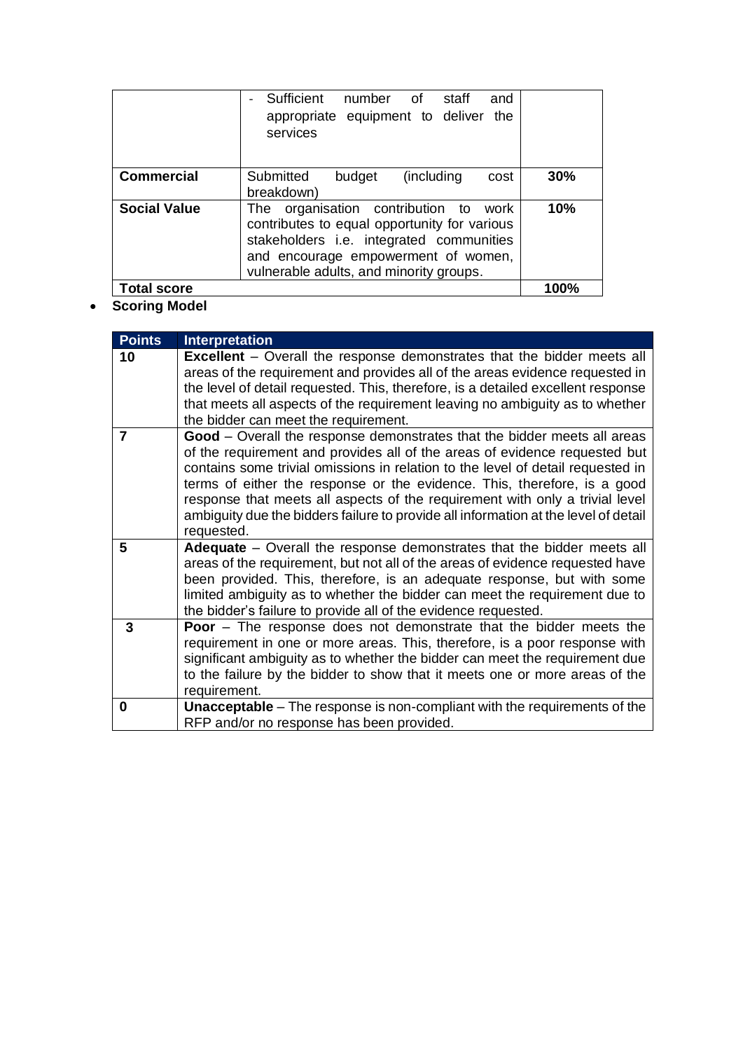| | | |
|---|---|---|
| | - Sufficient number of staff and appropriate equipment to deliver the services | |
| **Commercial** | Submitted budget (including cost breakdown) | **30%** |
| **Social Value** | The organisation contribution to work contributes to equal opportunity for various stakeholders i.e. integrated communities and encourage empowerment of women, vulnerable adults, and minority groups. | **10%** |
| **Total score** | | **100%** |

- **Scoring Model**

| Points | Interpretation |
|---|---|
| **10** | **Excellent** – Overall the response demonstrates that the bidder meets all areas of the requirement and provides all of the areas evidence requested in the level of detail requested. This, therefore, is a detailed excellent response that meets all aspects of the requirement leaving no ambiguity as to whether the bidder can meet the requirement. |
| **7** | **Good** – Overall the response demonstrates that the bidder meets all areas of the requirement and provides all of the areas of evidence requested but contains some trivial omissions in relation to the level of detail requested in terms of either the response or the evidence. This, therefore, is a good response that meets all aspects of the requirement with only a trivial level ambiguity due the bidders failure to provide all information at the level of detail requested. |
| **5** | **Adequate** – Overall the response demonstrates that the bidder meets all areas of the requirement, but not all of the areas of evidence requested have been provided. This, therefore, is an adequate response, but with some limited ambiguity as to whether the bidder can meet the requirement due to the bidder's failure to provide all of the evidence requested. |
| **3** | **Poor** – The response does not demonstrate that the bidder meets the requirement in one or more areas. This, therefore, is a poor response with significant ambiguity as to whether the bidder can meet the requirement due to the failure by the bidder to show that it meets one or more areas of the requirement. |
| **0** | **Unacceptable** – The response is non-compliant with the requirements of the RFP and/or no response has been provided. |